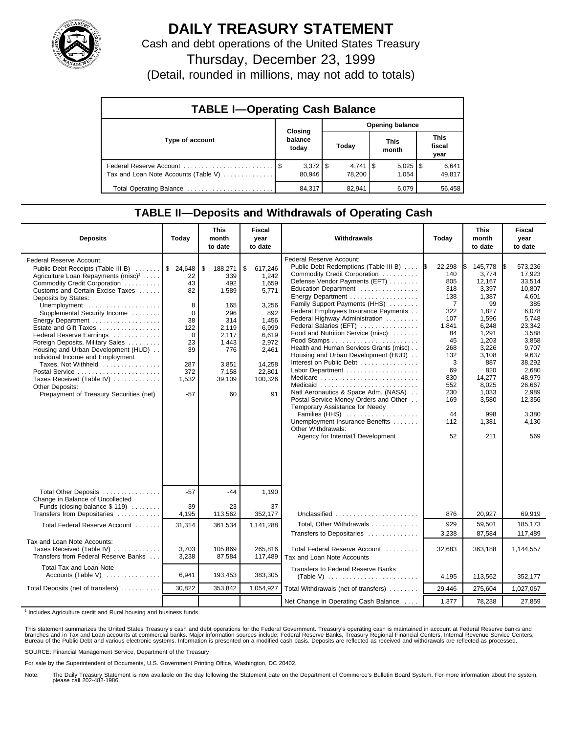# DAILY TREASURY STATEMENT

Cash and debt operations of the United States Treasury

Thursday, December 23, 1999

(Detail, rounded in millions, may not add to totals)

## TABLE I—Operating Cash Balance

| Type of account | Closing balance today | Opening balance Today | Opening balance This month | Opening balance This fiscal year |
|---|---|---|---|---|
| Federal Reserve Account | $ 3,372 | $ 4,741 | $ 5,025 | $ 6,641 |
| Tax and Loan Note Accounts (Table V) | 80,946 | 78,200 | 1,054 | 49,817 |
| Total Operating Balance | 84,317 | 82,941 | 6,079 | 56,458 |

## TABLE II—Deposits and Withdrawals of Operating Cash

| Deposits | Today | This month to date | Fiscal year to date |
|---|---|---|---|
| Federal Reserve Account: | | | |
| Public Debt Receipts (Table III-B) | $ 24,648 | $ 188,271 | $ 617,246 |
| Agriculture Loan Repayments (misc)[1] | 22 | 339 | 1,242 |
| Commodity Credit Corporation | 43 | 492 | 1,659 |
| Customs and Certain Excise Taxes | 82 | 1,589 | 5,771 |
| Deposits by States: | | | |
| Unemployment | 8 | 165 | 3,256 |
| Supplemental Security Income | 0 | 296 | 892 |
| Energy Department | 38 | 314 | 1,456 |
| Estate and Gift Taxes | 122 | 2,119 | 6,999 |
| Federal Reserve Earnings | 0 | 2,117 | 6,619 |
| Foreign Deposits, Military Sales | 23 | 1,443 | 2,972 |
| Housing and Urban Development (HUD) | 39 | 776 | 2,461 |
| Individual Income and Employment Taxes, Not Withheld | 287 | 3,851 | 14,258 |
| Postal Service | 372 | 7,158 | 22,801 |
| Taxes Received (Table IV) | 1,532 | 39,109 | 100,326 |
| Other Deposits: | | | |
| Prepayment of Treasury Securities (net) | -57 | 60 | 91 |
| Total Other Deposits | -57 | -44 | 1,190 |
| Change in Balance of Uncollected Funds (closing balance $ 119) | -39 | -23 | -37 |
| Transfers from Depositaries | 4,195 | 113,562 | 352,177 |
| Total Federal Reserve Account | 31,314 | 361,534 | 1,141,288 |
| Tax and Loan Note Accounts: | | | |
| Taxes Received (Table IV) | 3,703 | 105,869 | 265,816 |
| Transfers from Federal Reserve Banks | 3,238 | 87,584 | 117,489 |
| Total Tax and Loan Note Accounts (Table V) | 6,941 | 193,453 | 383,305 |
| Total Deposits (net of transfers) | 30,822 | 353,842 | 1,054,927 |

| Withdrawals | Today | This month to date | Fiscal year to date |
|---|---|---|---|
| Federal Reserve Account: | | | |
| Public Debt Redemptions (Table III-B) | $ 22,298 | $ 145,778 | $ 573,236 |
| Commodity Credit Corporation | 140 | 3,774 | 17,923 |
| Defense Vendor Payments (EFT) | 805 | 12,167 | 33,514 |
| Education Department | 318 | 3,397 | 10,807 |
| Energy Department | 138 | 1,387 | 4,601 |
| Family Support Payments (HHS) | 7 | 99 | 385 |
| Federal Employees Insurance Payments | 322 | 1,827 | 6,078 |
| Federal Highway Administration | 107 | 1,596 | 5,748 |
| Federal Salaries (EFT) | 1,841 | 6,248 | 23,342 |
| Food and Nutrition Service (misc) | 84 | 1,291 | 3,588 |
| Food Stamps | 45 | 1,203 | 3,858 |
| Health and Human Services Grants (misc) | 268 | 3,226 | 9,707 |
| Housing and Urban Development (HUD) | 132 | 3,108 | 9,637 |
| Interest on Public Debt | 3 | 887 | 38,292 |
| Labor Department | 69 | 820 | 2,680 |
| Medicare | 830 | 14,277 | 48,979 |
| Medicaid | 552 | 8,025 | 26,667 |
| Natl Aeronautics & Space Adm. (NASA) | 230 | 1,033 | 2,989 |
| Postal Service Money Orders and Other | 169 | 3,580 | 12,356 |
| Temporary Assistance for Needy Families (HHS) | 44 | 998 | 3,380 |
| Unemployment Insurance Benefits | 112 | 1,381 | 4,130 |
| Other Withdrawals: | | | |
| Agency for Internat'l Development | 52 | 211 | 569 |
| Unclassified | 876 | 20,927 | 69,919 |
| Total, Other Withdrawals | 929 | 59,501 | 185,173 |
| Transfers to Depositaries | 3,238 | 87,584 | 117,489 |
| Total Federal Reserve Account | 32,683 | 363,188 | 1,144,557 |
| Tax and Loan Note Accounts | | | |
| Transfers to Federal Reserve Banks (Table V) | 4,195 | 113,562 | 352,177 |
| Total Withdrawals (net of transfers) | 29,446 | 275,604 | 1,027,067 |
| Net Change in Operating Cash Balance | 1,377 | 78,238 | 27,859 |

[1] Includes Agriculture credit and Rural housing and business funds.

This statement summarizes the United States Treasury's cash and debt operations for the Federal Government. Treasury's operating cash is maintained in account at Federal Reserve banks and branches and in Tax and Loan accounts at commercial banks. Major information sources include: Federal Reserve Banks, Treasury Regional Financial Centers, Internal Revenue Service Centers, Bureau of the Public Debt and various electronic systems. Information is presented on a modified cash basis. Deposits are reflected as received and withdrawals are reflected as processed.

SOURCE: Financial Management Service, Department of the Treasury

For sale by the Superintendent of Documents, U.S. Government Printing Office, Washington, DC 20402.

Note: The Daily Treasury Statement is now available on the day following the Statement date on the Department of Commerce's Bulletin Board System. For more information about the system, please call 202-482-1986.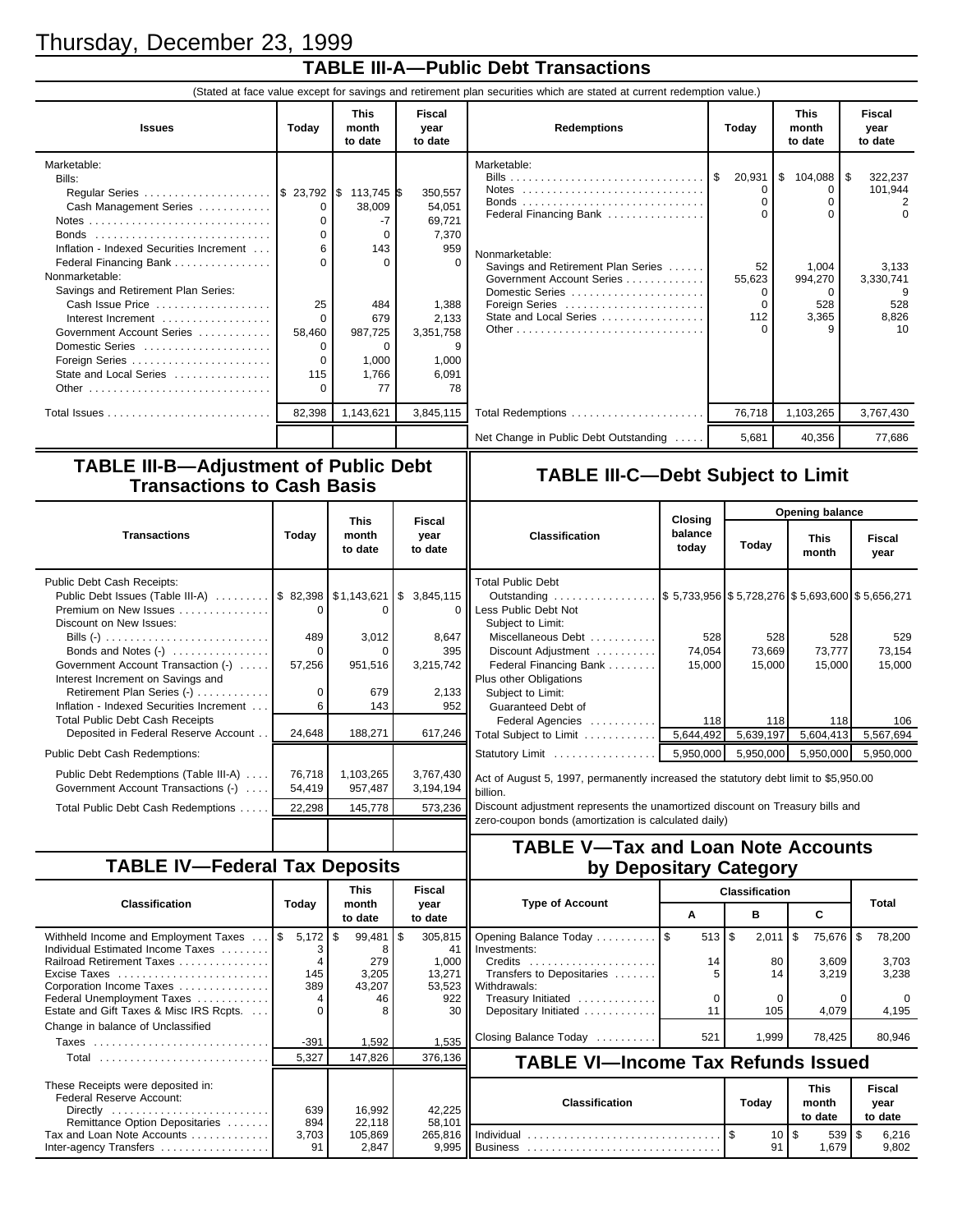Thursday, December 23, 1999

## TABLE III-A—Public Debt Transactions

(Stated at face value except for savings and retirement plan securities which are stated at current redemption value.)

| Issues | Today | This month to date | Fiscal year to date |
|---|---|---|---|
| Marketable: | | | |
| Bills: | | | |
| Regular Series | $ 23,792 | $ 113,745 | $ 350,557 |
| Cash Management Series | 0 | 38,009 | 54,051 |
| Notes | 0 | -7 | 69,721 |
| Bonds | 0 | 0 | 7,370 |
| Inflation - Indexed Securities Increment | 6 | 143 | 959 |
| Federal Financing Bank | 0 | 0 | 0 |
| Nonmarketable: | | | |
| Savings and Retirement Plan Series: | | | |
| Cash Issue Price | 25 | 484 | 1,388 |
| Interest Increment | 0 | 679 | 2,133 |
| Government Account Series | 58,460 | 987,725 | 3,351,758 |
| Domestic Series | 0 | 0 | 9 |
| Foreign Series | 0 | 1,000 | 1,000 |
| State and Local Series | 115 | 1,766 | 6,091 |
| Other | 0 | 77 | 78 |
| Total Issues | 82,398 | 1,143,621 | 3,845,115 |

| Redemptions | Today | This month to date | Fiscal year to date |
|---|---|---|---|
| Marketable: | | | |
| Bills | $ 20,931 | $ 104,088 | $ 322,237 |
| Notes | 0 | 0 | 101,944 |
| Bonds | 0 | 0 | 2 |
| Federal Financing Bank | 0 | 0 | 0 |
| Nonmarketable: | | | |
| Savings and Retirement Plan Series | 52 | 1,004 | 3,133 |
| Government Account Series | 55,623 | 994,270 | 3,330,741 |
| Domestic Series | 0 | 0 | 9 |
| Foreign Series | 0 | 528 | 528 |
| State and Local Series | 112 | 3,365 | 8,826 |
| Other | 0 | 9 | 10 |
| Total Redemptions | 76,718 | 1,103,265 | 3,767,430 |
| Net Change in Public Debt Outstanding | 5,681 | 40,356 | 77,686 |

## TABLE III-B—Adjustment of Public Debt Transactions to Cash Basis

| Transactions | Today | This month to date | Fiscal year to date |
|---|---|---|---|
| Public Debt Cash Receipts: | | | |
| Public Debt Issues (Table III-A) | $ 82,398 | $1,143,621 | $ 3,845,115 |
| Premium on New Issues | 0 | 0 | 0 |
| Discount on New Issues: | | | |
| Bills (-) | 489 | 3,012 | 8,647 |
| Bonds and Notes (-) | 0 | 0 | 395 |
| Government Account Transaction (-) | 57,256 | 951,516 | 3,215,742 |
| Interest Increment on Savings and Retirement Plan Series (-) | 0 | 679 | 2,133 |
| Inflation - Indexed Securities Increment | 6 | 143 | 952 |
| Total Public Debt Cash Receipts Deposited in Federal Reserve Account | 24,648 | 188,271 | 617,246 |
| Public Debt Cash Redemptions: | | | |
| Public Debt Redemptions (Table III-A) | 76,718 | 1,103,265 | 3,767,430 |
| Government Account Transactions (-) | 54,419 | 957,487 | 3,194,194 |
| Total Public Debt Cash Redemptions | 22,298 | 145,778 | 573,236 |

## TABLE III-C—Debt Subject to Limit

| Classification | Closing balance today | Opening balance Today | Opening balance This month | Opening balance Fiscal year |
|---|---|---|---|---|
| Total Public Debt Outstanding | $ 5,733,956 | $ 5,728,276 | $ 5,693,600 | $ 5,656,271 |
| Less Public Debt Not Subject to Limit: | | | | |
| Miscellaneous Debt | 528 | 528 | 528 | 529 |
| Discount Adjustment | 74,054 | 73,669 | 73,777 | 73,154 |
| Federal Financing Bank | 15,000 | 15,000 | 15,000 | 15,000 |
| Plus other Obligations Subject to Limit: | | | | |
| Guaranteed Debt of Federal Agencies | 118 | 118 | 118 | 106 |
| Total Subject to Limit | 5,644,492 | 5,639,197 | 5,604,413 | 5,567,694 |
| Statutory Limit | 5,950,000 | 5,950,000 | 5,950,000 | 5,950,000 |

Act of August 5, 1997, permanently increased the statutory debt limit to $5,950.00 billion.

Discount adjustment represents the unamortized discount on Treasury bills and zero-coupon bonds (amortization is calculated daily)

## TABLE IV—Federal Tax Deposits

| Classification | Today | This month to date | Fiscal year to date |
|---|---|---|---|
| Withheld Income and Employment Taxes | $ 5,172 | $ 99,481 | $ 305,815 |
| Individual Estimated Income Taxes | 3 | 8 | 41 |
| Railroad Retirement Taxes | 4 | 279 | 1,000 |
| Excise Taxes | 145 | 3,205 | 13,271 |
| Corporation Income Taxes | 389 | 43,207 | 53,523 |
| Federal Unemployment Taxes | 4 | 46 | 922 |
| Estate and Gift Taxes & Misc IRS Rcpts. | 0 | 8 | 30 |
| Change in balance of Unclassified Taxes | -391 | 1,592 | 1,535 |
| Total | 5,327 | 147,826 | 376,136 |
| These Receipts were deposited in: | | | |
| Federal Reserve Account: | | | |
| Directly | 639 | 16,992 | 42,225 |
| Remittance Option Depositaries | 894 | 22,118 | 58,101 |
| Tax and Loan Note Accounts | 3,703 | 105,869 | 265,816 |
| Inter-agency Transfers | 91 | 2,847 | 9,995 |

## TABLE V—Tax and Loan Note Accounts by Depositary Category

| Type of Account | Classification A | Classification B | Classification C | Total |
|---|---|---|---|---|
| Opening Balance Today | $ 513 | $ 2,011 | $ 75,676 | $ 78,200 |
| Investments: | | | | |
| Credits | 14 | 80 | 3,609 | 3,703 |
| Transfers to Depositaries | 5 | 14 | 3,219 | 3,238 |
| Withdrawals: | | | | |
| Treasury Initiated | 0 | 0 | 0 | 0 |
| Depositary Initiated | 11 | 105 | 4,079 | 4,195 |
| Closing Balance Today | 521 | 1,999 | 78,425 | 80,946 |

## TABLE VI—Income Tax Refunds Issued

| Classification | Today | This month to date | Fiscal year to date |
|---|---|---|---|
| Individual | $ 10 | $ 539 | $ 6,216 |
| Business | 91 | 1,679 | 9,802 |